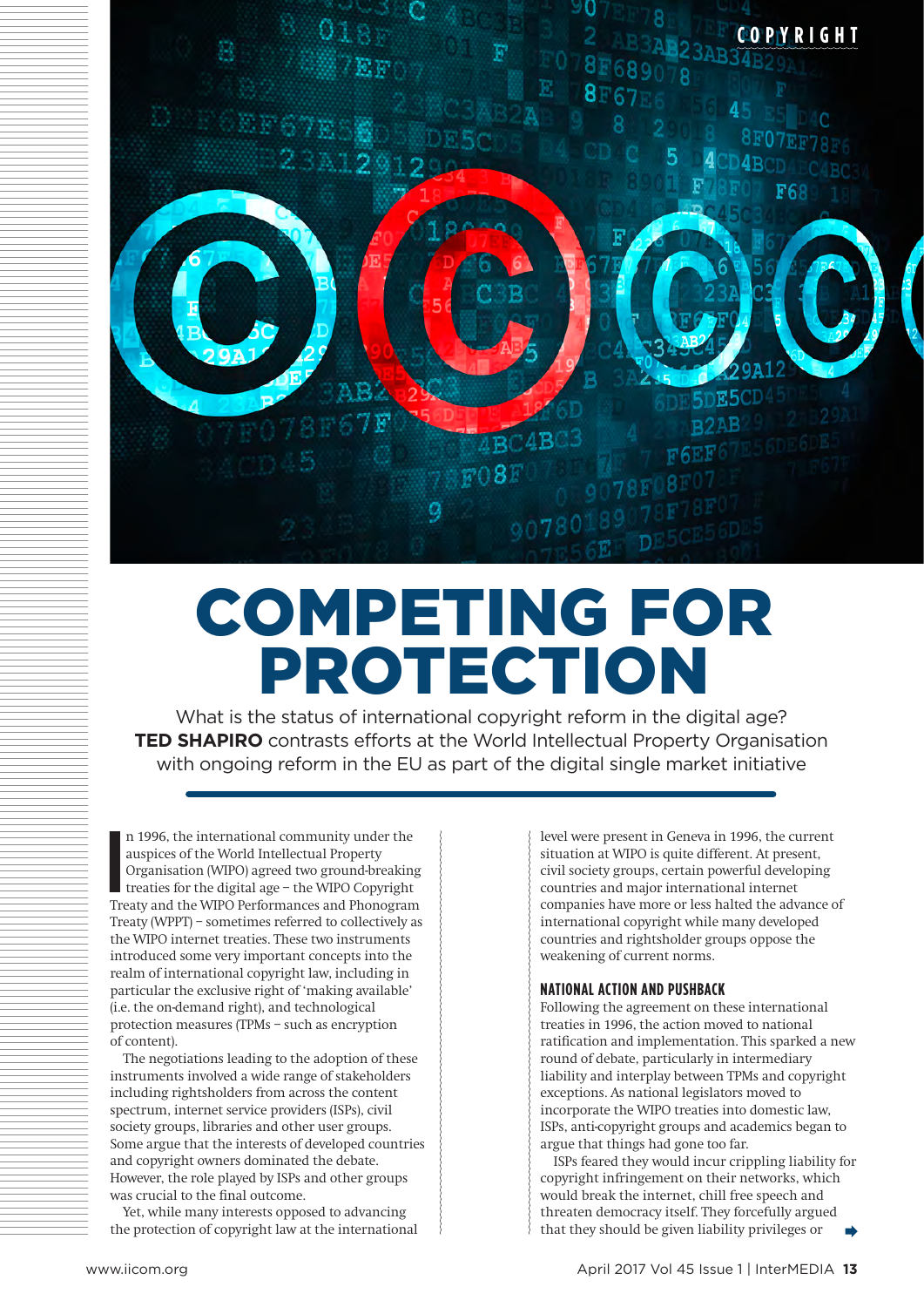# COMPETING FOR PROTECTION

What is the status of international copyright reform in the digital age? **TED SHAPIRO** contrasts efforts at the World Intellectual Property Organisation with ongoing reform in the EU as part of the digital single market initiative

In 1996, the international community under the auspices of the World Intellectual Property Organisation (WIPO) agreed two ground-breaking treaties for the digital age – the WIPO Copyright Treaty and the WIPO Performances and Phonogram Treaty (WPPT) – sometimes referred to collectively as the WIPO internet treaties. These two instruments introduced some very important concepts into the realm of international copyright law, including in particular the exclusive right of 'making available' (i.e. the on-demand right), and technological protection measures (TPMs – such as encryption of content).

The negotiations leading to the adoption of these instruments involved a wide range of stakeholders including rightsholders from across the content spectrum, internet service providers (ISPs), civil society groups, libraries and other user groups. Some argue that the interests of developed countries and copyright owners dominated the debate. However, the role played by ISPs and other groups was crucial to the final outcome.

Yet, while many interests opposed to advancing the protection of copyright law at the international level were present in Geneva in 1996, the current situation at WIPO is quite different. At present, civil society groups, certain powerful developing countries and major international internet companies have more or less halted the advance of international copyright while many developed countries and rightsholder groups oppose the weakening of current norms.

## NATIONAL ACTION AND PUSHBACK

Following the agreement on these international treaties in 1996, the action moved to national ratification and implementation. This sparked a new round of debate, particularly in intermediary liability and interplay between TPMs and copyright exceptions. As national legislators moved to incorporate the WIPO treaties into domestic law, ISPs, anti-copyright groups and academics began to argue that things had gone too far.

ISPs feared they would incur crippling liability for copyright infringement on their networks, which would break the internet, chill free speech and threaten democracy itself. They forcefully argued that they should be given liability privileges or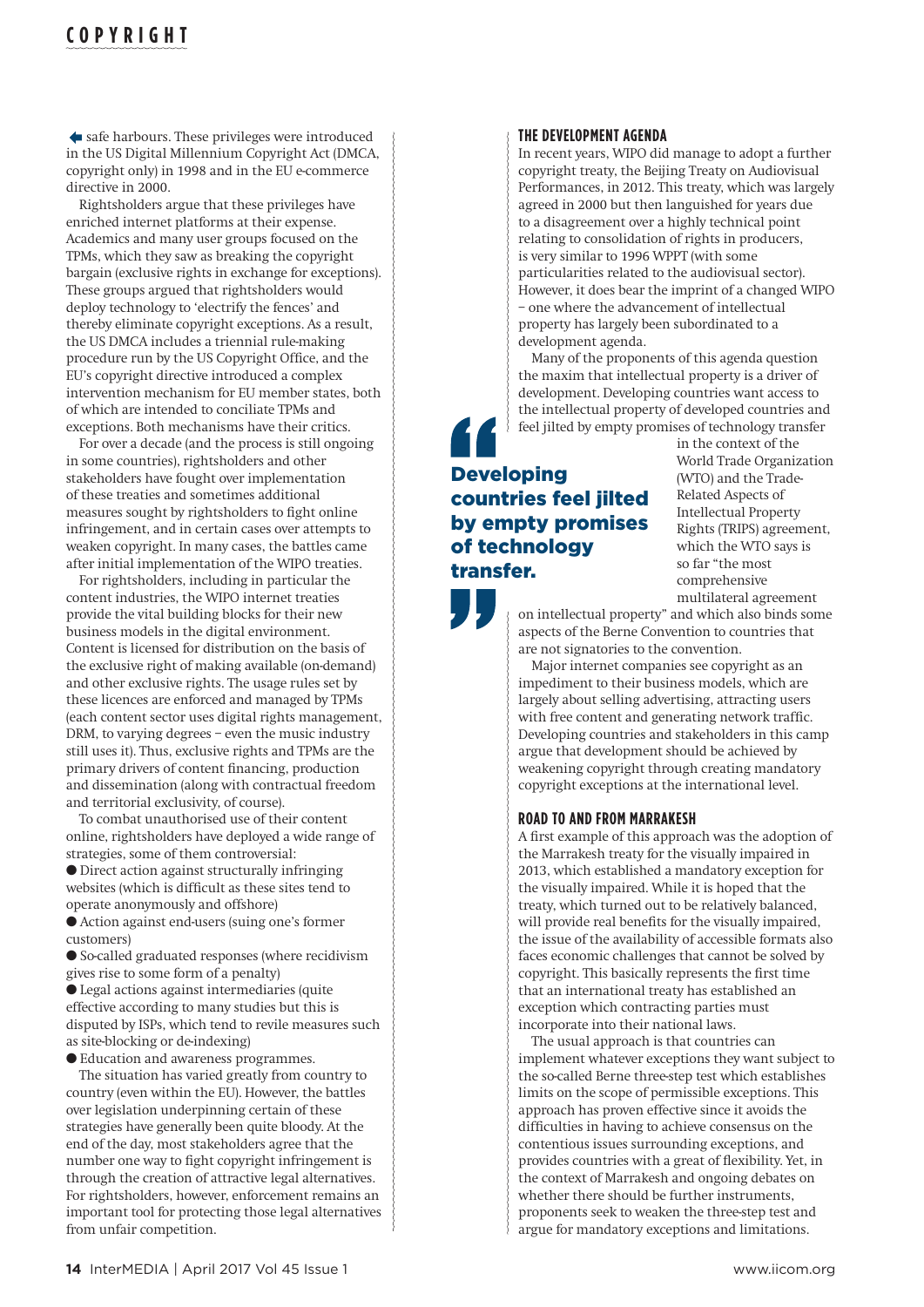safe harbours. These privileges were introduced in the US Digital Millennium Copyright Act (DMCA, copyright only) in 1998 and in the EU e-commerce directive in 2000.

Rightsholders argue that these privileges have enriched internet platforms at their expense. Academics and many user groups focused on the TPMs, which they saw as breaking the copyright bargain (exclusive rights in exchange for exceptions). These groups argued that rightsholders would deploy technology to 'electrify the fences' and thereby eliminate copyright exceptions. As a result, the US DMCA includes a triennial rule-making procedure run by the US Copyright Office, and the EU's copyright directive introduced a complex intervention mechanism for EU member states, both of which are intended to conciliate TPMs and exceptions. Both mechanisms have their critics.

For over a decade (and the process is still ongoing in some countries), rightsholders and other stakeholders have fought over implementation of these treaties and sometimes additional measures sought by rightsholders to fight online infringement, and in certain cases over attempts to weaken copyright. In many cases, the battles came after initial implementation of the WIPO treaties.

For rightsholders, including in particular the content industries, the WIPO internet treaties provide the vital building blocks for their new business models in the digital environment. Content is licensed for distribution on the basis of the exclusive right of making available (on-demand) and other exclusive rights. The usage rules set by these licences are enforced and managed by TPMs (each content sector uses digital rights management, DRM, to varying degrees – even the music industry still uses it). Thus, exclusive rights and TPMs are the primary drivers of content financing, production and dissemination (along with contractual freedom and territorial exclusivity, of course).

To combat unauthorised use of their content online, rightsholders have deployed a wide range of strategies, some of them controversial:

- Direct action against structurally infringing websites (which is difficult as these sites tend to operate anonymously and offshore)
- Action against end-users (suing one's former customers)
- So-called graduated responses (where recidivism gives rise to some form of a penalty)
- Legal actions against intermediaries (quite effective according to many studies but this is disputed by ISPs, which tend to revile measures such as site-blocking or de-indexing)
- Education and awareness programmes.

The situation has varied greatly from country to country (even within the EU). However, the battles over legislation underpinning certain of these strategies have generally been quite bloody. At the end of the day, most stakeholders agree that the number one way to fight copyright infringement is through the creation of attractive legal alternatives. For rightsholders, however, enforcement remains an important tool for protecting those legal alternatives from unfair competition.

### THE DEVELOPMENT AGENDA

In recent years, WIPO did manage to adopt a further copyright treaty, the Beijing Treaty on Audiovisual Performances, in 2012. This treaty, which was largely agreed in 2000 but then languished for years due to a disagreement over a highly technical point relating to consolidation of rights in producers, is very similar to 1996 WPPT (with some particularities related to the audiovisual sector). However, it does bear the imprint of a changed WIPO – one where the advancement of intellectual property has largely been subordinated to a development agenda.

Many of the proponents of this agenda question the maxim that intellectual property is a driver of development. Developing countries want access to the intellectual property of developed countries and feel jilted by empty promises of technology transfer in the context of the World Trade Organization (WTO) and the Trade-Related Aspects of Intellectual Property Rights (TRIPS) agreement, which the WTO says is so far "the most comprehensive multilateral agreement on intellectual property" and which also binds some aspects of the Berne Convention to countries that are not signatories to the convention.

> **Developing countries feel jilted by empty promises of technology transfer.**

Major internet companies see copyright as an impediment to their business models, which are largely about selling advertising, attracting users with free content and generating network traffic. Developing countries and stakeholders in this camp argue that development should be achieved by weakening copyright through creating mandatory copyright exceptions at the international level.

### ROAD TO AND FROM MARRAKESH

A first example of this approach was the adoption of the Marrakesh treaty for the visually impaired in 2013, which established a mandatory exception for the visually impaired. While it is hoped that the treaty, which turned out to be relatively balanced, will provide real benefits for the visually impaired, the issue of the availability of accessible formats also faces economic challenges that cannot be solved by copyright. This basically represents the first time that an international treaty has established an exception which contracting parties must incorporate into their national laws.

The usual approach is that countries can implement whatever exceptions they want subject to the so-called Berne three-step test which establishes limits on the scope of permissible exceptions. This approach has proven effective since it avoids the difficulties in having to achieve consensus on the contentious issues surrounding exceptions, and provides countries with a great of flexibility. Yet, in the context of Marrakesh and ongoing debates on whether there should be further instruments, proponents seek to weaken the three-step test and argue for mandatory exceptions and limitations.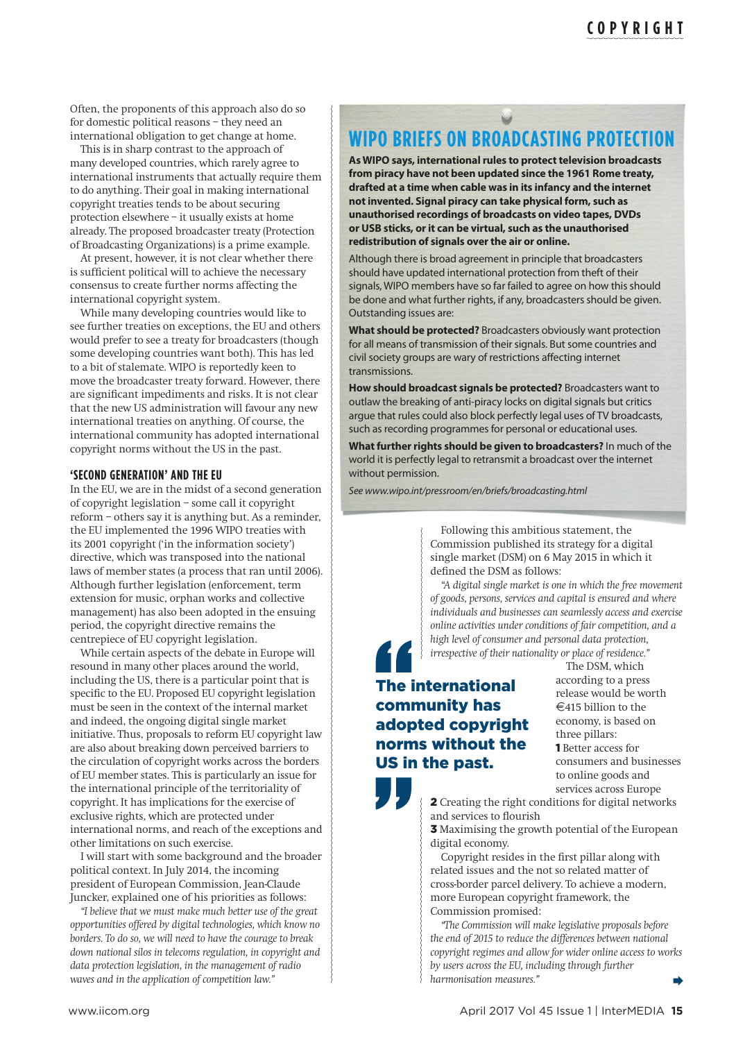Often, the proponents of this approach also do so for domestic political reasons – they need an international obligation to get change at home.

This is in sharp contrast to the approach of many developed countries, which rarely agree to international instruments that actually require them to do anything. Their goal in making international copyright treaties tends to be about securing protection elsewhere – it usually exists at home already. The proposed broadcaster treaty (Protection of Broadcasting Organizations) is a prime example.

At present, however, it is not clear whether there is sufficient political will to achieve the necessary consensus to create further norms affecting the international copyright system.

While many developing countries would like to see further treaties on exceptions, the EU and others would prefer to see a treaty for broadcasters (though some developing countries want both). This has led to a bit of stalemate. WIPO is reportedly keen to move the broadcaster treaty forward. However, there are significant impediments and risks. It is not clear that the new US administration will favour any new international treaties on anything. Of course, the international community has adopted international copyright norms without the US in the past.

## 'SECOND GENERATION' AND THE EU

In the EU, we are in the midst of a second generation of copyright legislation – some call it copyright reform – others say it is anything but. As a reminder, the EU implemented the 1996 WIPO treaties with its 2001 copyright ('in the information society') directive, which was transposed into the national laws of member states (a process that ran until 2006). Although further legislation (enforcement, term extension for music, orphan works and collective management) has also been adopted in the ensuing period, the copyright directive remains the centrepiece of EU copyright legislation.

While certain aspects of the debate in Europe will resound in many other places around the world, including the US, there is a particular point that is specific to the EU. Proposed EU copyright legislation must be seen in the context of the internal market and indeed, the ongoing digital single market initiative. Thus, proposals to reform EU copyright law are also about breaking down perceived barriers to the circulation of copyright works across the borders of EU member states. This is particularly an issue for the international principle of the territoriality of copyright. It has implications for the exercise of exclusive rights, which are protected under international norms, and reach of the exceptions and other limitations on such exercise.

I will start with some background and the broader political context. In July 2014, the incoming president of European Commission, Jean-Claude Juncker, explained one of his priorities as follows:

*"I believe that we must make much better use of the great opportunities offered by digital technologies, which know no borders. To do so, we will need to have the courage to break down national silos in telecoms regulation, in copyright and data protection legislation, in the management of radio waves and in the application of competition law."*

## WIPO BRIEFS ON BROADCASTING PROTECTION

**As WIPO says, international rules to protect television broadcasts from piracy have not been updated since the 1961 Rome treaty, drafted at a time when cable was in its infancy and the internet not invented. Signal piracy can take physical form, such as unauthorised recordings of broadcasts on video tapes, DVDs or USB sticks, or it can be virtual, such as the unauthorised redistribution of signals over the air or online.**

Although there is broad agreement in principle that broadcasters should have updated international protection from theft of their signals, WIPO members have so far failed to agree on how this should be done and what further rights, if any, broadcasters should be given. Outstanding issues are:

**What should be protected?** Broadcasters obviously want protection for all means of transmission of their signals. But some countries and civil society groups are wary of restrictions affecting internet transmissions.

**How should broadcast signals be protected?** Broadcasters want to outlaw the breaking of anti-piracy locks on digital signals but critics argue that rules could also block perfectly legal uses of TV broadcasts, such as recording programmes for personal or educational uses.

**What further rights should be given to broadcasters?** In much of the world it is perfectly legal to retransmit a broadcast over the internet without permission.

*See www.wipo.int/pressroom/en/briefs/broadcasting.html*

Following this ambitious statement, the Commission published its strategy for a digital single market (DSM) on 6 May 2015 in which it defined the DSM as follows:

*"A digital single market is one in which the free movement of goods, persons, services and capital is ensured and where individuals and businesses can seamlessly access and exercise online activities under conditions of fair competition, and a high level of consumer and personal data protection, irrespective of their nationality or place of residence."*

> **The international community has adopted copyright norms without the US in the past.**

The DSM, which according to a press release would be worth €415 billion to the economy, is based on three pillars:

**1** Better access for consumers and businesses to online goods and services across Europe

**2** Creating the right conditions for digital networks and services to flourish

**3** Maximising the growth potential of the European digital economy.

Copyright resides in the first pillar along with related issues and the not so related matter of cross-border parcel delivery. To achieve a modern, more European copyright framework, the Commission promised:

*"The Commission will make legislative proposals before the end of 2015 to reduce the differences between national copyright regimes and allow for wider online access to works by users across the EU, including through further harmonisation measures."*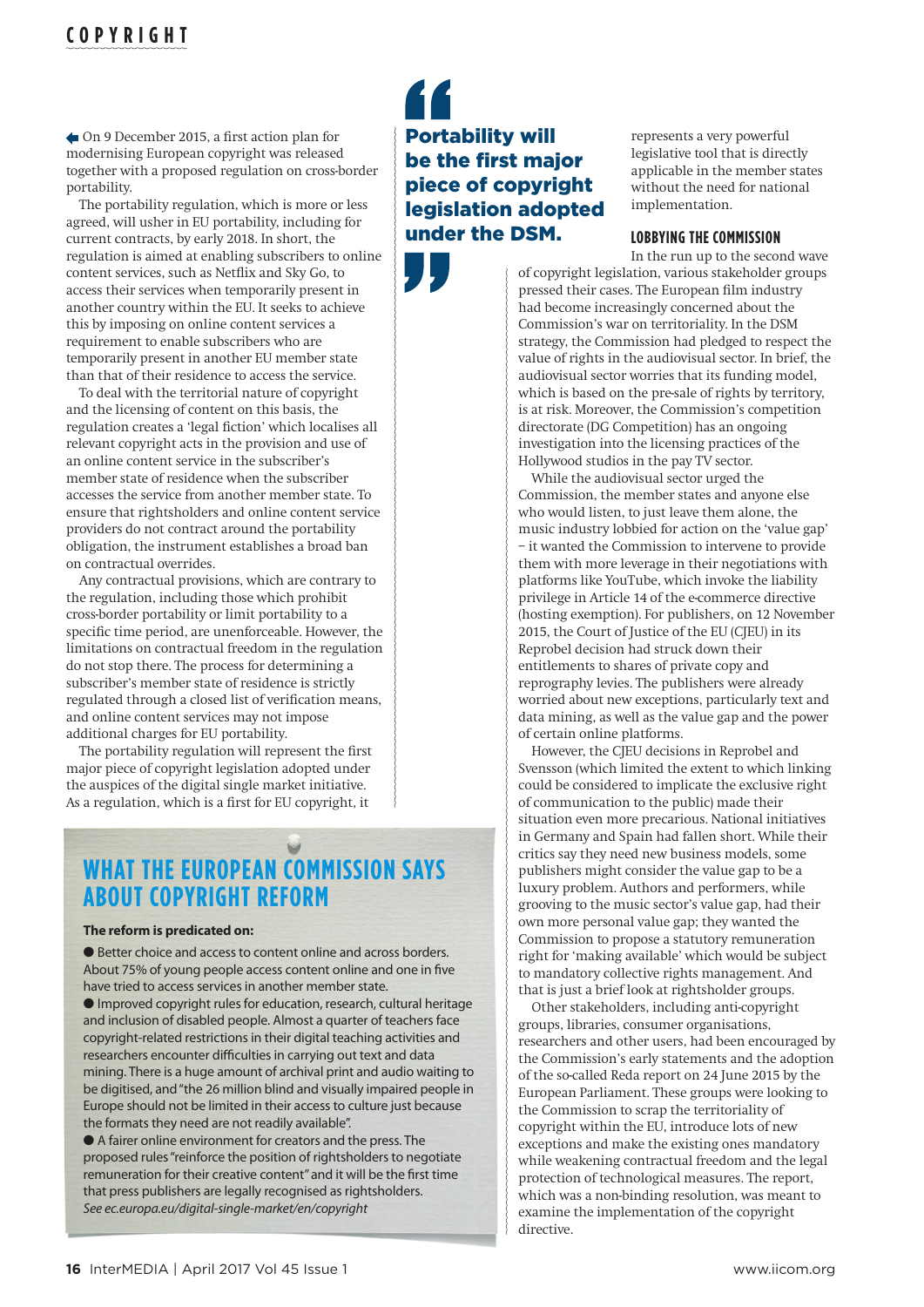On 9 December 2015, a first action plan for modernising European copyright was released together with a proposed regulation on cross-border portability.

The portability regulation, which is more or less agreed, will usher in EU portability, including for current contracts, by early 2018. In short, the regulation is aimed at enabling subscribers to online content services, such as Netflix and Sky Go, to access their services when temporarily present in another country within the EU. It seeks to achieve this by imposing on online content services a requirement to enable subscribers who are temporarily present in another EU member state than that of their residence to access the service.

To deal with the territorial nature of copyright and the licensing of content on this basis, the regulation creates a 'legal fiction' which localises all relevant copyright acts in the provision and use of an online content service in the subscriber's member state of residence when the subscriber accesses the service from another member state. To ensure that rightsholders and online content service providers do not contract around the portability obligation, the instrument establishes a broad ban on contractual overrides.

Any contractual provisions, which are contrary to the regulation, including those which prohibit cross-border portability or limit portability to a specific time period, are unenforceable. However, the limitations on contractual freedom in the regulation do not stop there. The process for determining a subscriber's member state of residence is strictly regulated through a closed list of verification means, and online content services may not impose additional charges for EU portability.

The portability regulation will represent the first major piece of copyright legislation adopted under the auspices of the digital single market initiative. As a regulation, which is a first for EU copyright, it represents a very powerful legislative tool that is directly applicable in the member states without the need for national implementation.

> **Portability will be the first major piece of copyright legislation adopted under the DSM.**

### LOBBYING THE COMMISSION

In the run up to the second wave of copyright legislation, various stakeholder groups pressed their cases. The European film industry had become increasingly concerned about the Commission's war on territoriality. In the DSM strategy, the Commission had pledged to respect the value of rights in the audiovisual sector. In brief, the audiovisual sector worries that its funding model, which is based on the pre-sale of rights by territory, is at risk. Moreover, the Commission's competition directorate (DG Competition) has an ongoing investigation into the licensing practices of the Hollywood studios in the pay TV sector.

While the audiovisual sector urged the Commission, the member states and anyone else who would listen, to just leave them alone, the music industry lobbied for action on the 'value gap' – it wanted the Commission to intervene to provide them with more leverage in their negotiations with platforms like YouTube, which invoke the liability privilege in Article 14 of the e-commerce directive (hosting exemption). For publishers, on 12 November 2015, the Court of Justice of the EU (CJEU) in its Reprobel decision had struck down their entitlements to shares of private copy and reprography levies. The publishers were already worried about new exceptions, particularly text and data mining, as well as the value gap and the power of certain online platforms.

However, the CJEU decisions in Reprobel and Svensson (which limited the extent to which linking could be considered to implicate the exclusive right of communication to the public) made their situation even more precarious. National initiatives in Germany and Spain had fallen short. While their critics say they need new business models, some publishers might consider the value gap to be a luxury problem. Authors and performers, while grooving to the music sector's value gap, had their own more personal value gap; they wanted the Commission to propose a statutory remuneration right for 'making available' which would be subject to mandatory collective rights management. And that is just a brief look at rightsholder groups.

Other stakeholders, including anti-copyright groups, libraries, consumer organisations, researchers and other users, had been encouraged by the Commission's early statements and the adoption of the so-called Reda report on 24 June 2015 by the European Parliament. These groups were looking to the Commission to scrap the territoriality of copyright within the EU, introduce lots of new exceptions and make the existing ones mandatory while weakening contractual freedom and the legal protection of technological measures. The report, which was a non-binding resolution, was meant to examine the implementation of the copyright directive.

## WHAT THE EUROPEAN COMMISSION SAYS ABOUT COPYRIGHT REFORM

**The reform is predicated on:**

- Better choice and access to content online and across borders. About 75% of young people access content online and one in five have tried to access services in another member state.
- Improved copyright rules for education, research, cultural heritage and inclusion of disabled people. Almost a quarter of teachers face copyright-related restrictions in their digital teaching activities and researchers encounter difficulties in carrying out text and data mining. There is a huge amount of archival print and audio waiting to be digitised, and "the 26 million blind and visually impaired people in Europe should not be limited in their access to culture just because the formats they need are not readily available".
- A fairer online environment for creators and the press. The proposed rules "reinforce the position of rightsholders to negotiate remuneration for their creative content" and it will be the first time that press publishers are legally recognised as rightsholders.

*See ec.europa.eu/digital-single-market/en/copyright*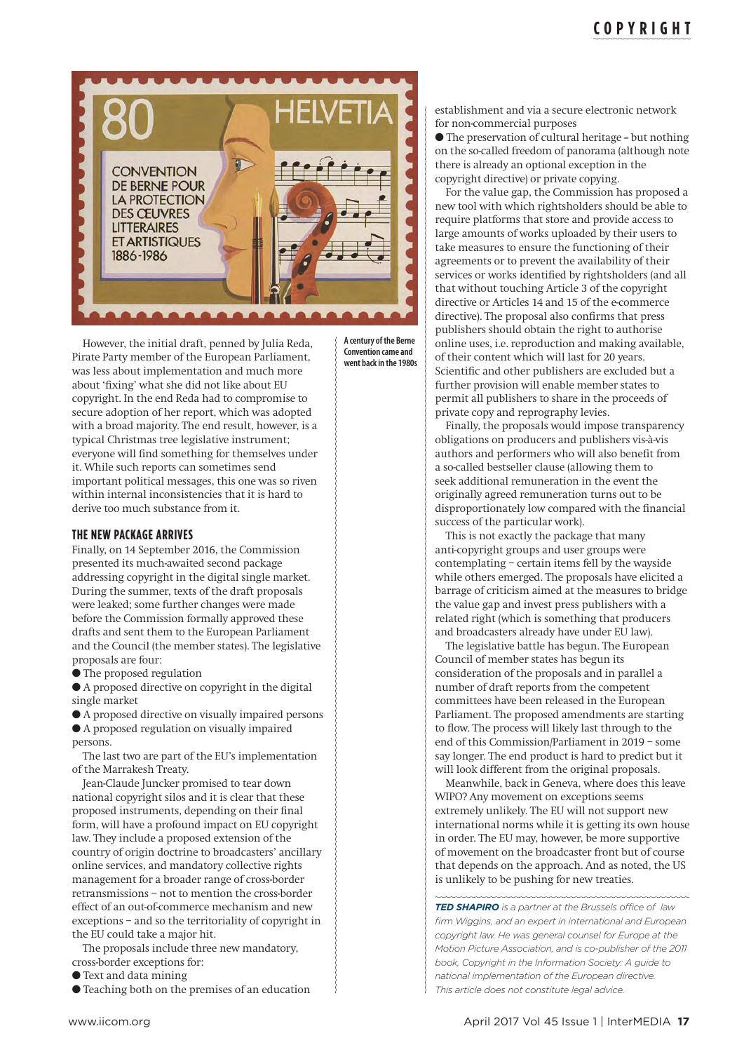A century of the Berne Convention came and went back in the 1980s

However, the initial draft, penned by Julia Reda, Pirate Party member of the European Parliament, was less about implementation and much more about 'fixing' what she did not like about EU copyright. In the end Reda had to compromise to secure adoption of her report, which was adopted with a broad majority. The end result, however, is a typical Christmas tree legislative instrument; everyone will find something for themselves under it. While such reports can sometimes send important political messages, this one was so riven within internal inconsistencies that it is hard to derive too much substance from it.

### THE NEW PACKAGE ARRIVES

Finally, on 14 September 2016, the Commission presented its much-awaited second package addressing copyright in the digital single market. During the summer, texts of the draft proposals were leaked; some further changes were made before the Commission formally approved these drafts and sent them to the European Parliament and the Council (the member states). The legislative proposals are four:

- The proposed regulation
- A proposed directive on copyright in the digital single market
- A proposed directive on visually impaired persons
- A proposed regulation on visually impaired persons.

The last two are part of the EU's implementation of the Marrakesh Treaty.

Jean-Claude Juncker promised to tear down national copyright silos and it is clear that these proposed instruments, depending on their final form, will have a profound impact on EU copyright law. They include a proposed extension of the country of origin doctrine to broadcasters' ancillary online services, and mandatory collective rights management for a broader range of cross-border retransmissions – not to mention the cross-border effect of an out-of-commerce mechanism and new exceptions – and so the territoriality of copyright in the EU could take a major hit.

The proposals include three new mandatory, cross-border exceptions for:

- Text and data mining
- Teaching both on the premises of an education establishment and via a secure electronic network for non-commercial purposes
- The preservation of cultural heritage – but nothing on the so-called freedom of panorama (although note there is already an optional exception in the copyright directive) or private copying.

For the value gap, the Commission has proposed a new tool with which rightsholders should be able to require platforms that store and provide access to large amounts of works uploaded by their users to take measures to ensure the functioning of their agreements or to prevent the availability of their services or works identified by rightsholders (and all that without touching Article 3 of the copyright directive or Articles 14 and 15 of the e-commerce directive). The proposal also confirms that press publishers should obtain the right to authorise online uses, i.e. reproduction and making available, of their content which will last for 20 years. Scientific and other publishers are excluded but a further provision will enable member states to permit all publishers to share in the proceeds of private copy and reprography levies.

Finally, the proposals would impose transparency obligations on producers and publishers vis-à-vis authors and performers who will also benefit from a so-called bestseller clause (allowing them to seek additional remuneration in the event the originally agreed remuneration turns out to be disproportionately low compared with the financial success of the particular work).

This is not exactly the package that many anti-copyright groups and user groups were contemplating – certain items fell by the wayside while others emerged. The proposals have elicited a barrage of criticism aimed at the measures to bridge the value gap and invest press publishers with a related right (which is something that producers and broadcasters already have under EU law).

The legislative battle has begun. The European Council of member states has begun its consideration of the proposals and in parallel a number of draft reports from the competent committees have been released in the European Parliament. The proposed amendments are starting to flow. The process will likely last through to the end of this Commission/Parliament in 2019 – some say longer. The end product is hard to predict but it will look different from the original proposals.

Meanwhile, back in Geneva, where does this leave WIPO? Any movement on exceptions seems extremely unlikely. The EU will not support new international norms while it is getting its own house in order. The EU may, however, be more supportive of movement on the broadcaster front but of course that depends on the approach. And as noted, the US is unlikely to be pushing for new treaties.

***TED SHAPIRO** is a partner at the Brussels office of law firm Wiggins, and an expert in international and European copyright law. He was general counsel for Europe at the Motion Picture Association, and is co-publisher of the 2011 book, Copyright in the Information Society: A guide to national implementation of the European directive.*

*This article does not constitute legal advice.*